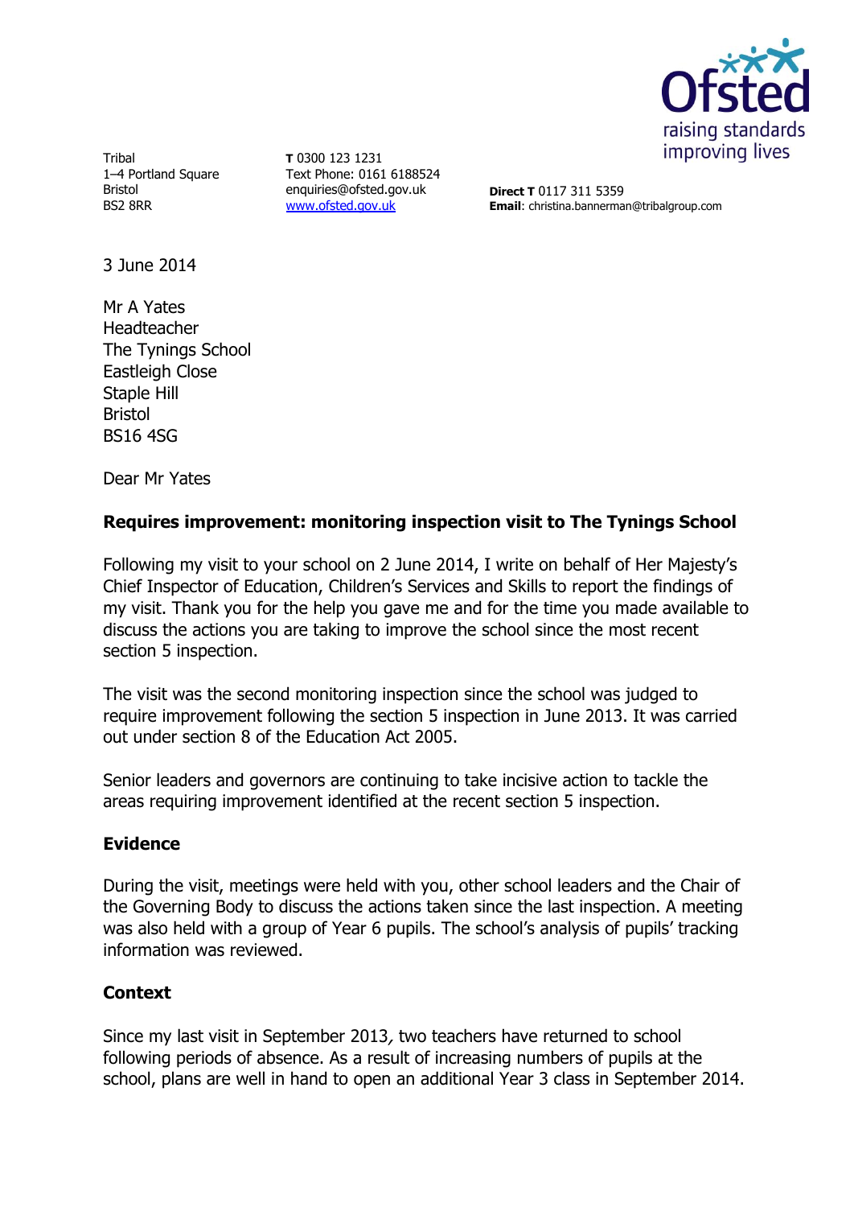Tribal
1–4 Portland Square
Bristol
BS2 8RR

**T** 0300 123 1231
Text Phone: 0161 6188524
enquiries@ofsted.gov.uk
www.ofsted.gov.uk

**Direct T** 0117 311 5359
**Email**: christina.bannerman@tribalgroup.com

3 June 2014

Mr A Yates
Headteacher
The Tynings School
Eastleigh Close
Staple Hill
Bristol
BS16 4SG

Dear Mr Yates

**Requires improvement: monitoring inspection visit to The Tynings School**

Following my visit to your school on 2 June 2014, I write on behalf of Her Majesty's Chief Inspector of Education, Children's Services and Skills to report the findings of my visit. Thank you for the help you gave me and for the time you made available to discuss the actions you are taking to improve the school since the most recent section 5 inspection.

The visit was the second monitoring inspection since the school was judged to require improvement following the section 5 inspection in June 2013. It was carried out under section 8 of the Education Act 2005.

Senior leaders and governors are continuing to take incisive action to tackle the areas requiring improvement identified at the recent section 5 inspection.

## Evidence

During the visit, meetings were held with you, other school leaders and the Chair of the Governing Body to discuss the actions taken since the last inspection. A meeting was also held with a group of Year 6 pupils. The school's analysis of pupils' tracking information was reviewed.

## Context

Since my last visit in September 2013, two teachers have returned to school following periods of absence. As a result of increasing numbers of pupils at the school, plans are well in hand to open an additional Year 3 class in September 2014.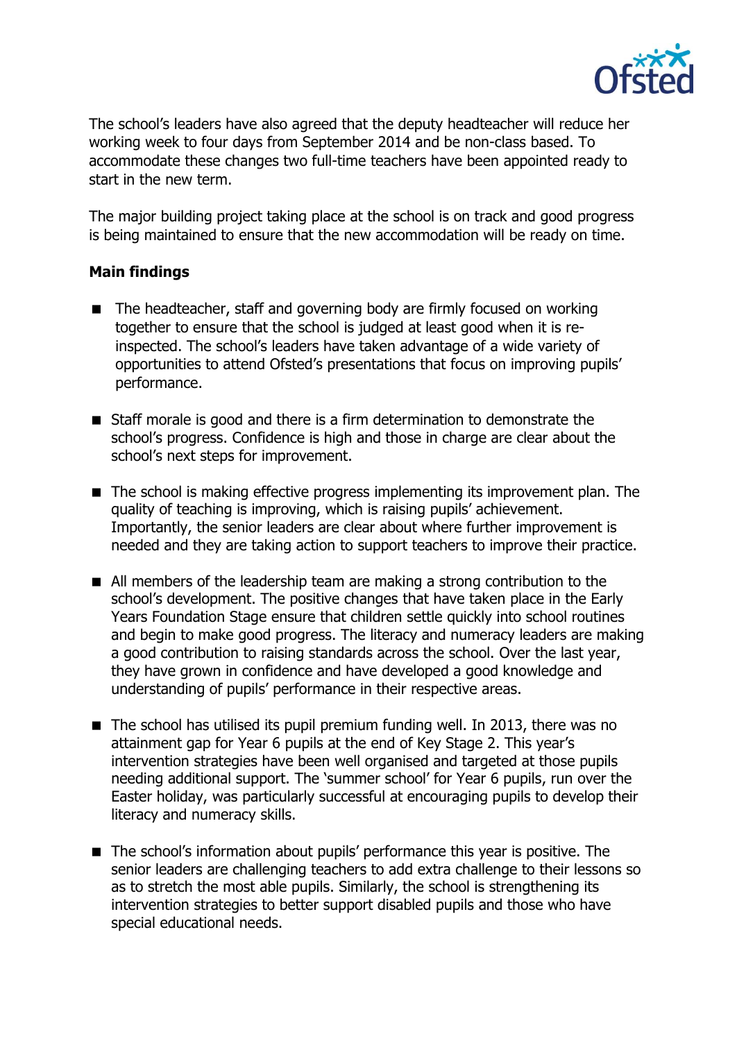The school's leaders have also agreed that the deputy headteacher will reduce her working week to four days from September 2014 and be non-class based. To accommodate these changes two full-time teachers have been appointed ready to start in the new term.

The major building project taking place at the school is on track and good progress is being maintained to ensure that the new accommodation will be ready on time.

**Main findings**

- The headteacher, staff and governing body are firmly focused on working together to ensure that the school is judged at least good when it is re-inspected. The school's leaders have taken advantage of a wide variety of opportunities to attend Ofsted's presentations that focus on improving pupils' performance.

- Staff morale is good and there is a firm determination to demonstrate the school's progress. Confidence is high and those in charge are clear about the school's next steps for improvement.

- The school is making effective progress implementing its improvement plan. The quality of teaching is improving, which is raising pupils' achievement. Importantly, the senior leaders are clear about where further improvement is needed and they are taking action to support teachers to improve their practice.

- All members of the leadership team are making a strong contribution to the school's development. The positive changes that have taken place in the Early Years Foundation Stage ensure that children settle quickly into school routines and begin to make good progress. The literacy and numeracy leaders are making a good contribution to raising standards across the school. Over the last year, they have grown in confidence and have developed a good knowledge and understanding of pupils' performance in their respective areas.

- The school has utilised its pupil premium funding well. In 2013, there was no attainment gap for Year 6 pupils at the end of Key Stage 2. This year's intervention strategies have been well organised and targeted at those pupils needing additional support. The 'summer school' for Year 6 pupils, run over the Easter holiday, was particularly successful at encouraging pupils to develop their literacy and numeracy skills.

- The school's information about pupils' performance this year is positive. The senior leaders are challenging teachers to add extra challenge to their lessons so as to stretch the most able pupils. Similarly, the school is strengthening its intervention strategies to better support disabled pupils and those who have special educational needs.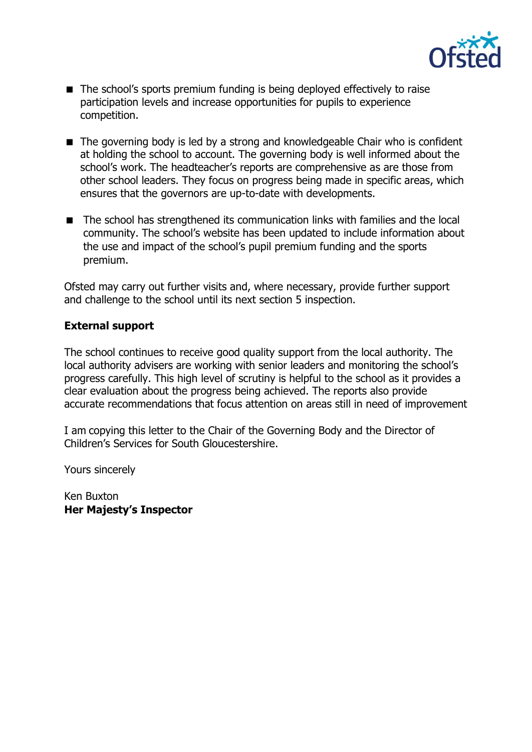- The school's sports premium funding is being deployed effectively to raise participation levels and increase opportunities for pupils to experience competition.
- The governing body is led by a strong and knowledgeable Chair who is confident at holding the school to account. The governing body is well informed about the school's work. The headteacher's reports are comprehensive as are those from other school leaders. They focus on progress being made in specific areas, which ensures that the governors are up-to-date with developments.
- The school has strengthened its communication links with families and the local community. The school's website has been updated to include information about the use and impact of the school's pupil premium funding and the sports premium.

Ofsted may carry out further visits and, where necessary, provide further support and challenge to the school until its next section 5 inspection.

**External support**

The school continues to receive good quality support from the local authority. The local authority advisers are working with senior leaders and monitoring the school's progress carefully. This high level of scrutiny is helpful to the school as it provides a clear evaluation about the progress being achieved. The reports also provide accurate recommendations that focus attention on areas still in need of improvement

I am copying this letter to the Chair of the Governing Body and the Director of Children's Services for South Gloucestershire.

Yours sincerely

Ken Buxton
**Her Majesty's Inspector**